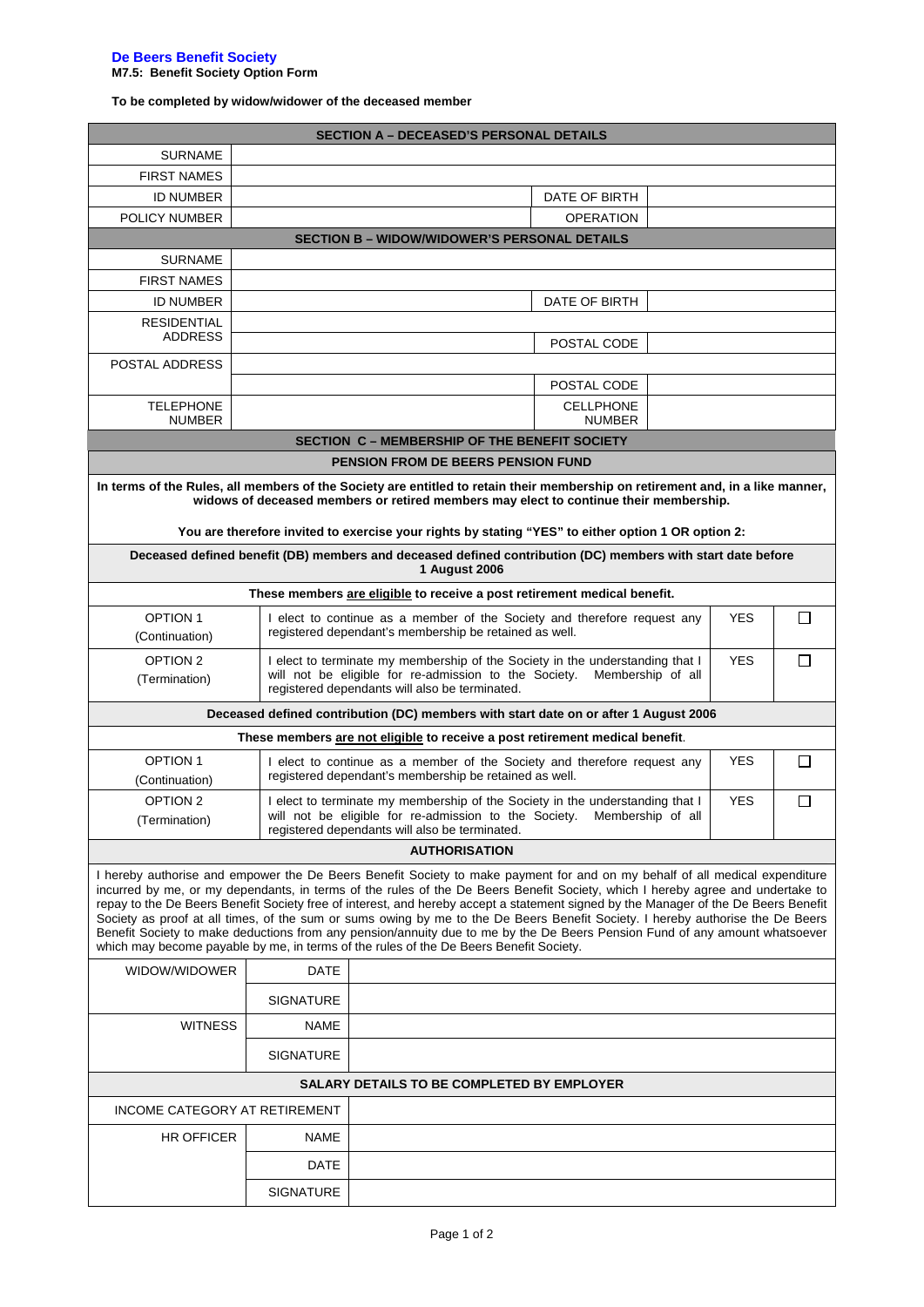**De Beers Benefit Society**

**M7.5: Benefit Society Option Form**

**To be completed by widow/widower of the deceased member**

| **SECTION A – DECEASED'S PERSONAL DETAILS** | | | |
|---|---|---|---|
| SURNAME | | | |
| FIRST NAMES | | | |
| ID NUMBER | | DATE OF BIRTH | |
| POLICY NUMBER | | OPERATION | |

| **SECTION B – WIDOW/WIDOWER'S PERSONAL DETAILS** | | | |
|---|---|---|---|
| SURNAME | | | |
| FIRST NAMES | | | |
| ID NUMBER | | DATE OF BIRTH | |
| RESIDENTIAL ADDRESS | | | |
| | | POSTAL CODE | |
| POSTAL ADDRESS | | | |
| | | POSTAL CODE | |
| TELEPHONE NUMBER | | CELLPHONE NUMBER | |

**SECTION C – MEMBERSHIP OF THE BENEFIT SOCIETY**

**PENSION FROM DE BEERS PENSION FUND**

**In terms of the Rules, all members of the Society are entitled to retain their membership on retirement and, in a like manner, widows of deceased members or retired members may elect to continue their membership.**

**You are therefore invited to exercise your rights by stating "YES" to either option 1 OR option 2:**

| **Deceased defined benefit (DB) members and deceased defined contribution (DC) members with start date before 1 August 2006** | | | |
|---|---|---|---|
| **These members are eligible to receive a post retirement medical benefit.** | | | |
| OPTION 1 (Continuation) | I elect to continue as a member of the Society and therefore request any registered dependant's membership be retained as well. | YES | ☐ |
| OPTION 2 (Termination) | I elect to terminate my membership of the Society in the understanding that I will not be eligible for re-admission to the Society. Membership of all registered dependants will also be terminated. | YES | ☐ |

| **Deceased defined contribution (DC) members with start date on or after 1 August 2006** | | | |
|---|---|---|---|
| **These members are not eligible to receive a post retirement medical benefit.** | | | |
| OPTION 1 (Continuation) | I elect to continue as a member of the Society and therefore request any registered dependant's membership be retained as well. | YES | ☐ |
| OPTION 2 (Termination) | I elect to terminate my membership of the Society in the understanding that I will not be eligible for re-admission to the Society. Membership of all registered dependants will also be terminated. | YES | ☐ |

**AUTHORISATION**

I hereby authorise and empower the De Beers Benefit Society to make payment for and on my behalf of all medical expenditure incurred by me, or my dependants, in terms of the rules of the De Beers Benefit Society, which I hereby agree and undertake to repay to the De Beers Benefit Society free of interest, and hereby accept a statement signed by the Manager of the De Beers Benefit Society as proof at all times, of the sum or sums owing by me to the De Beers Benefit Society. I hereby authorise the De Beers Benefit Society to make deductions from any pension/annuity due to me by the De Beers Pension Fund of any amount whatsoever which may become payable by me, in terms of the rules of the De Beers Benefit Society.

| | | |
|---|---|---|
| WIDOW/WIDOWER | DATE | |
| | SIGNATURE | |
| WITNESS | NAME | |
| | SIGNATURE | |

| **SALARY DETAILS TO BE COMPLETED BY EMPLOYER** | | |
|---|---|---|
| INCOME CATEGORY AT RETIREMENT | | |
| HR OFFICER | NAME | |
| | DATE | |
| | SIGNATURE | |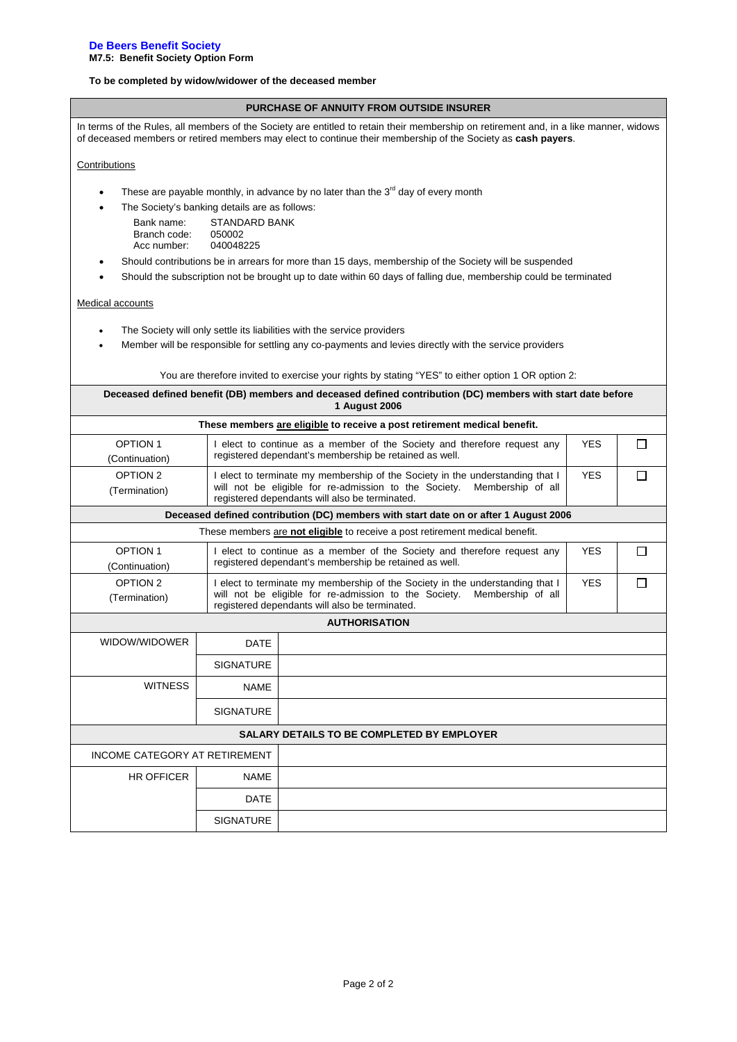**De Beers Benefit Society**
**M7.5: Benefit Society Option Form**

**To be completed by widow/widower of the deceased member**

## PURCHASE OF ANNUITY FROM OUTSIDE INSURER

In terms of the Rules, all members of the Society are entitled to retain their membership on retirement and, in a like manner, widows of deceased members or retired members may elect to continue their membership of the Society as **cash payers**.

Contributions

- These are payable monthly, in advance by no later than the 3rd day of every month
- The Society's banking details are as follows:
  Bank name: STANDARD BANK
  Branch code: 050002
  Acc number: 040048225
- Should contributions be in arrears for more than 15 days, membership of the Society will be suspended
- Should the subscription not be brought up to date within 60 days of falling due, membership could be terminated

Medical accounts

- The Society will only settle its liabilities with the service providers
- Member will be responsible for settling any co-payments and levies directly with the service providers

You are therefore invited to exercise your rights by stating "YES" to either option 1 OR option 2:

| | | | |
|---|---|---|---|
| **Deceased defined benefit (DB) members and deceased defined contribution (DC) members with start date before 1 August 2006** | | | |
| **These members are eligible to receive a post retirement medical benefit.** | | | |
| OPTION 1 (Continuation) | I elect to continue as a member of the Society and therefore request any registered dependant's membership be retained as well. | YES | ☐ |
| OPTION 2 (Termination) | I elect to terminate my membership of the Society in the understanding that I will not be eligible for re-admission to the Society. Membership of all registered dependants will also be terminated. | YES | ☐ |
| **Deceased defined contribution (DC) members with start date on or after 1 August 2006** | | | |
| These members are **not eligible** to receive a post retirement medical benefit. | | | |
| OPTION 1 (Continuation) | I elect to continue as a member of the Society and therefore request any registered dependant's membership be retained as well. | YES | ☐ |
| OPTION 2 (Termination) | I elect to terminate my membership of the Society in the understanding that I will not be eligible for re-admission to the Society. Membership of all registered dependants will also be terminated. | YES | ☐ |

| | | |
|---|---|---|
| **AUTHORISATION** | | |
| WIDOW/WIDOWER | DATE | |
| | SIGNATURE | |
| WITNESS | NAME | |
| | SIGNATURE | |
| **SALARY DETAILS TO BE COMPLETED BY EMPLOYER** | | |
| INCOME CATEGORY AT RETIREMENT | | |
| HR OFFICER | NAME | |
| | DATE | |
| | SIGNATURE | |